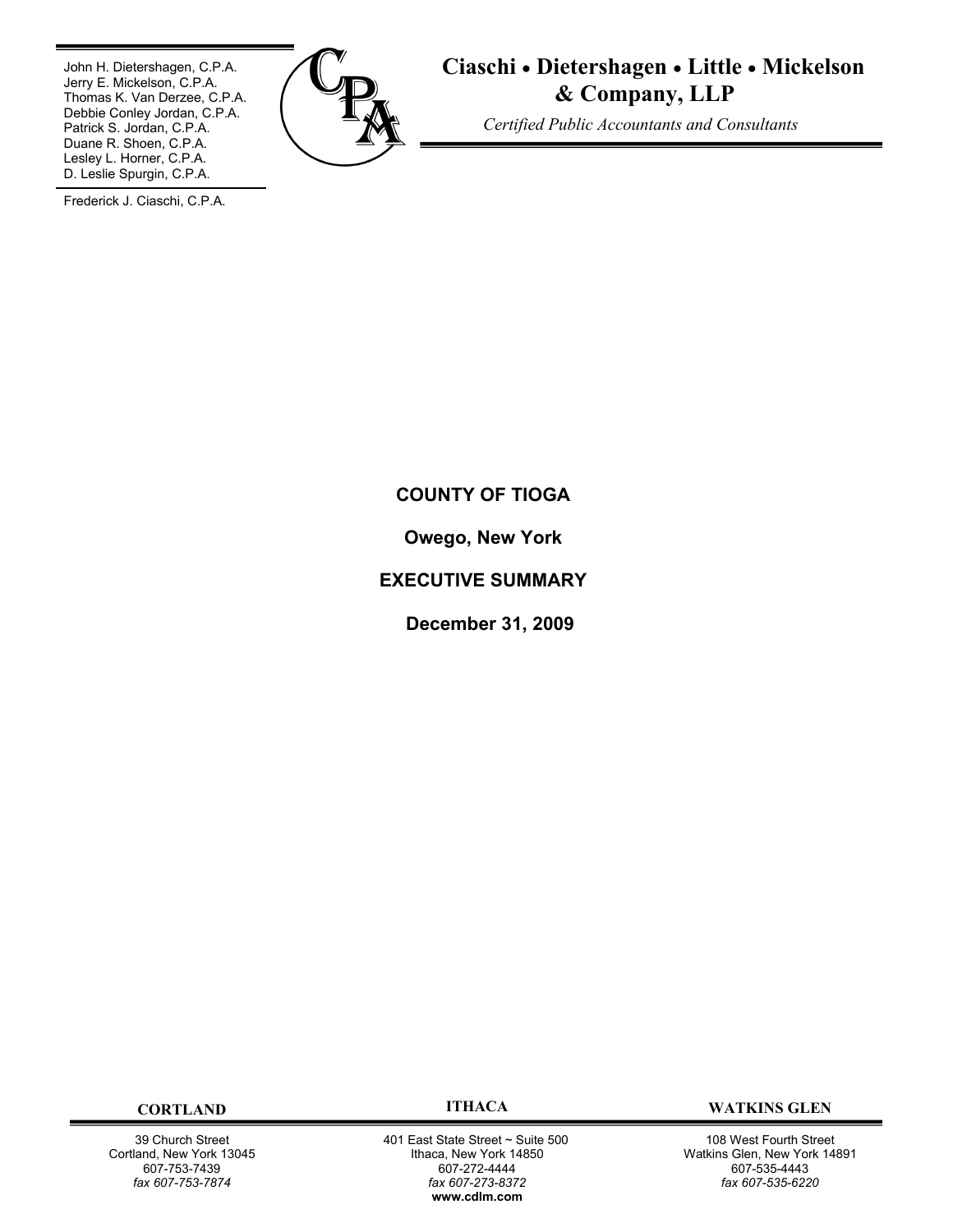John H. Dietershagen, C.P.A.
Jerry E. Mickelson, C.P.A.
Thomas K. Van Derzee, C.P.A.
Debbie Conley Jordan, C.P.A.
Patrick S. Jordan, C.P.A.
Duane R. Shoen, C.P.A.
Lesley L. Horner, C.P.A.
D. Leslie Spurgin, C.P.A.

Frederick J. Ciaschi, C.P.A.

**Ciaschi • Dietershagen • Little • Mickelson & Company, LLP**

*Certified Public Accountants and Consultants*

**COUNTY OF TIOGA**

**Owego, New York**

**EXECUTIVE SUMMARY**

**December 31, 2009**

| CORTLAND | ITHACA | WATKINS GLEN |
|---|---|---|
| 39 Church Street | 401 East State Street ~ Suite 500 | 108 West Fourth Street |
| Cortland, New York 13045 | Ithaca, New York 14850 | Watkins Glen, New York 14891 |
| 607-753-7439 | 607-272-4444 | 607-535-4443 |
| *fax 607-753-7874* | *fax 607-273-8372* | *fax 607-535-6220* |
| | **www.cdlm.com** | |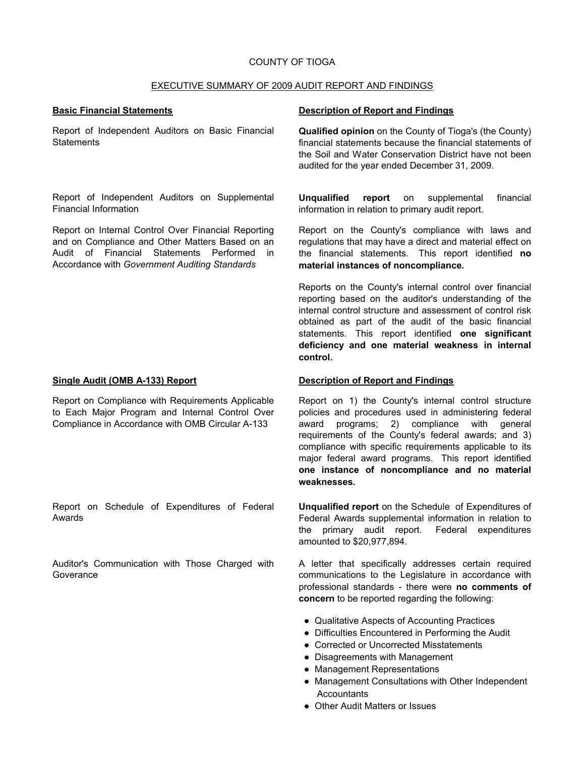# COUNTY OF TIOGA

## EXECUTIVE SUMMARY OF 2009 AUDIT REPORT AND FINDINGS

| **Basic Financial Statements** | **Description of Report and Findings** |
|---|---|
| Report of Independent Auditors on Basic Financial Statements | **Qualified opinion** on the County of Tioga's (the County) financial statements because the financial statements of the Soil and Water Conservation District have not been audited for the year ended December 31, 2009. |
| Report of Independent Auditors on Supplemental Financial Information | **Unqualified report** on supplemental financial information in relation to primary audit report. |
| Report on Internal Control Over Financial Reporting and on Compliance and Other Matters Based on an Audit of Financial Statements Performed in Accordance with *Government Auditing Standards* | Report on the County's compliance with laws and regulations that may have a direct and material effect on the financial statements. This report identified **no material instances of noncompliance.**<br><br>Reports on the County's internal control over financial reporting based on the auditor's understanding of the internal control structure and assessment of control risk obtained as part of the audit of the basic financial statements. This report identified **one significant deficiency and one material weakness in internal control.** |

| **Single Audit (OMB A-133) Report** | **Description of Report and Findings** |
|---|---|
| Report on Compliance with Requirements Applicable to Each Major Program and Internal Control Over Compliance in Accordance with OMB Circular A-133 | Report on 1) the County's internal control structure policies and procedures used in administering federal award programs; 2) compliance with general requirements of the County's federal awards; and 3) compliance with specific requirements applicable to its major federal award programs. This report identified **one instance of noncompliance and no material weaknesses.** |
| Report on Schedule of Expenditures of Federal Awards | **Unqualified report** on the Schedule of Expenditures of Federal Awards supplemental information in relation to the primary audit report. Federal expenditures amounted to $20,977,894. |
| Auditor's Communication with Those Charged with Goverance | A letter that specifically addresses certain required communications to the Legislature in accordance with professional standards - there were **no comments of concern** to be reported regarding the following:<br><br>• Qualitative Aspects of Accounting Practices<br>• Difficulties Encountered in Performing the Audit<br>• Corrected or Uncorrected Misstatements<br>• Disagreements with Management<br>• Management Representations<br>• Management Consultations with Other Independent Accountants<br>• Other Audit Matters or Issues |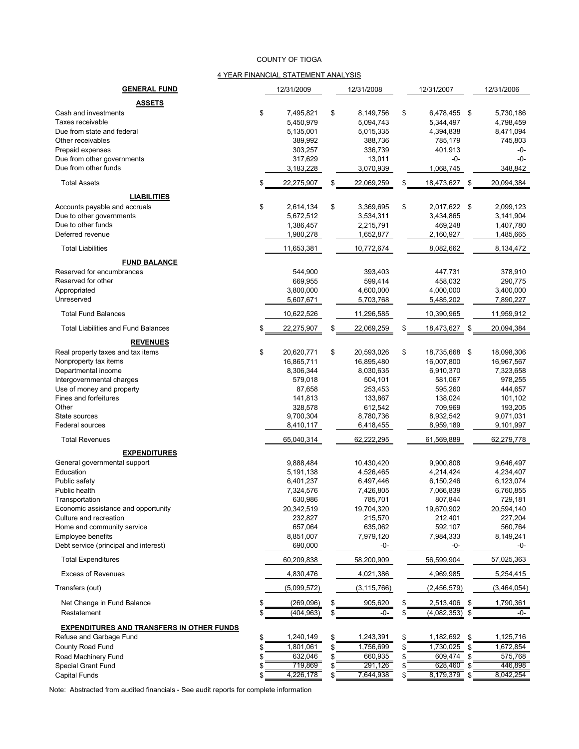COUNTY OF TIOGA

4 YEAR FINANCIAL STATEMENT ANALYSIS

| GENERAL FUND | 12/31/2009 | 12/31/2008 | 12/31/2007 | 12/31/2006 |
|---|---|---|---|---|
| **ASSETS** | | | | |
| Cash and investments | $ 7,495,821 | $ 8,149,756 | $ 6,478,455 | $ 5,730,186 |
| Taxes receivable | 5,450,979 | 5,094,743 | 5,344,497 | 4,798,459 |
| Due from state and federal | 5,135,001 | 5,015,335 | 4,394,838 | 8,471,094 |
| Other receivables | 389,992 | 388,736 | 785,179 | 745,803 |
| Prepaid expenses | 303,257 | 336,739 | 401,913 | -0- |
| Due from other governments | 317,629 | 13,011 | -0- | -0- |
| Due from other funds | 3,183,228 | 3,070,939 | 1,068,745 | 348,842 |
| Total Assets | $ 22,275,907 | $ 22,069,259 | $ 18,473,627 | $ 20,094,384 |
| **LIABILITIES** | | | | |
| Accounts payable and accruals | $ 2,614,134 | $ 3,369,695 | $ 2,017,622 | $ 2,099,123 |
| Due to other governments | 5,672,512 | 3,534,311 | 3,434,865 | 3,141,904 |
| Due to other funds | 1,386,457 | 2,215,791 | 469,248 | 1,407,780 |
| Deferred revenue | 1,980,278 | 1,652,877 | 2,160,927 | 1,485,665 |
| Total Liabilities | 11,653,381 | 10,772,674 | 8,082,662 | 8,134,472 |
| **FUND BALANCE** | | | | |
| Reserved for encumbrances | 544,900 | 393,403 | 447,731 | 378,910 |
| Reserved for other | 669,955 | 599,414 | 458,032 | 290,775 |
| Appropriated | 3,800,000 | 4,600,000 | 4,000,000 | 3,400,000 |
| Unreserved | 5,607,671 | 5,703,768 | 5,485,202 | 7,890,227 |
| Total Fund Balances | 10,622,526 | 11,296,585 | 10,390,965 | 11,959,912 |
| Total Liabilities and Fund Balances | $ 22,275,907 | $ 22,069,259 | $ 18,473,627 | $ 20,094,384 |
| **REVENUES** | | | | |
| Real property taxes and tax items | $ 20,620,771 | $ 20,593,026 | $ 18,735,668 | $ 18,098,306 |
| Nonproperty tax items | 16,865,711 | 16,895,480 | 16,007,800 | 16,967,567 |
| Departmental income | 8,306,344 | 8,030,635 | 6,910,370 | 7,323,658 |
| Intergovernmental charges | 579,018 | 504,101 | 581,067 | 978,255 |
| Use of money and property | 87,658 | 253,453 | 595,260 | 444,657 |
| Fines and forfeitures | 141,813 | 133,867 | 138,024 | 101,102 |
| Other | 328,578 | 612,542 | 709,969 | 193,205 |
| State sources | 9,700,304 | 8,780,736 | 8,932,542 | 9,071,031 |
| Federal sources | 8,410,117 | 6,418,455 | 8,959,189 | 9,101,997 |
| Total Revenues | 65,040,314 | 62,222,295 | 61,569,889 | 62,279,778 |
| **EXPENDITURES** | | | | |
| General governmental support | 9,888,484 | 10,430,420 | 9,900,808 | 9,646,497 |
| Education | 5,191,138 | 4,526,465 | 4,214,424 | 4,234,407 |
| Public safety | 6,401,237 | 6,497,446 | 6,150,246 | 6,123,074 |
| Public health | 7,324,576 | 7,426,805 | 7,066,839 | 6,760,855 |
| Transportation | 630,986 | 785,701 | 807,844 | 729,181 |
| Economic assistance and opportunity | 20,342,519 | 19,704,320 | 19,670,902 | 20,594,140 |
| Culture and recreation | 232,827 | 215,570 | 212,401 | 227,204 |
| Home and community service | 657,064 | 635,062 | 592,107 | 560,764 |
| Employee benefits | 8,851,007 | 7,979,120 | 7,984,333 | 8,149,241 |
| Debt service (principal and interest) | 690,000 | -0- | -0- | -0- |
| Total Expenditures | 60,209,838 | 58,200,909 | 56,599,904 | 57,025,363 |
| Excess of Revenues | 4,830,476 | 4,021,386 | 4,969,985 | 5,254,415 |
| Transfers (out) | (5,099,572) | (3,115,766) | (2,456,579) | (3,464,054) |
| Net Change in Fund Balance | $ (269,096) | $ 905,620 | $ 2,513,406 | $ 1,790,361 |
| Restatement | $ (404,963) | $ -0- | $ (4,082,353) | $ -0- |
| **EXPENDITURES AND TRANSFERS IN OTHER FUNDS** | | | | |
| Refuse and Garbage Fund | $ 1,240,149 | $ 1,243,391 | $ 1,182,692 | $ 1,125,716 |
| County Road Fund | $ 1,801,061 | $ 1,756,699 | $ 1,730,025 | $ 1,672,854 |
| Road Machinery Fund | $ 632,046 | $ 660,935 | $ 609,474 | $ 575,768 |
| Special Grant Fund | $ 719,869 | $ 291,126 | $ 628,460 | $ 446,898 |
| Capital Funds | $ 4,226,178 | $ 7,644,938 | $ 8,179,379 | $ 8,042,254 |

Note: Abstracted from audited financials - See audit reports for complete information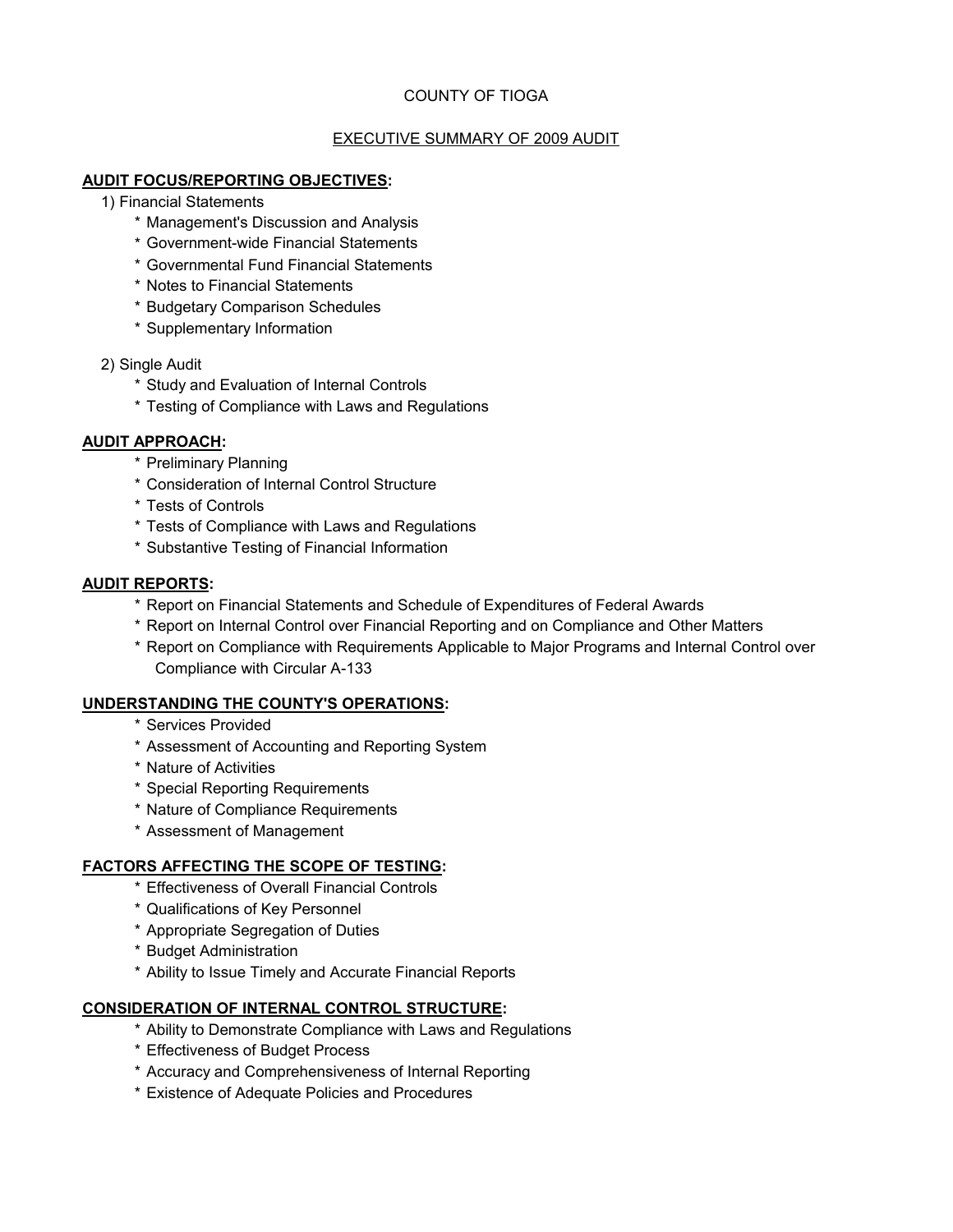COUNTY OF TIOGA

EXECUTIVE SUMMARY OF 2009 AUDIT

**AUDIT FOCUS/REPORTING OBJECTIVES:**

1) Financial Statements
   * Management's Discussion and Analysis
   * Government-wide Financial Statements
   * Governmental Fund Financial Statements
   * Notes to Financial Statements
   * Budgetary Comparison Schedules
   * Supplementary Information

2) Single Audit
   * Study and Evaluation of Internal Controls
   * Testing of Compliance with Laws and Regulations

**AUDIT APPROACH:**

* Preliminary Planning
* Consideration of Internal Control Structure
* Tests of Controls
* Tests of Compliance with Laws and Regulations
* Substantive Testing of Financial Information

**AUDIT REPORTS:**

* Report on Financial Statements and Schedule of Expenditures of Federal Awards
* Report on Internal Control over Financial Reporting and on Compliance and Other Matters
* Report on Compliance with Requirements Applicable to Major Programs and Internal Control over Compliance with Circular A-133

**UNDERSTANDING THE COUNTY'S OPERATIONS:**

* Services Provided
* Assessment of Accounting and Reporting System
* Nature of Activities
* Special Reporting Requirements
* Nature of Compliance Requirements
* Assessment of Management

**FACTORS AFFECTING THE SCOPE OF TESTING:**

* Effectiveness of Overall Financial Controls
* Qualifications of Key Personnel
* Appropriate Segregation of Duties
* Budget Administration
* Ability to Issue Timely and Accurate Financial Reports

**CONSIDERATION OF INTERNAL CONTROL STRUCTURE:**

* Ability to Demonstrate Compliance with Laws and Regulations
* Effectiveness of Budget Process
* Accuracy and Comprehensiveness of Internal Reporting
* Existence of Adequate Policies and Procedures